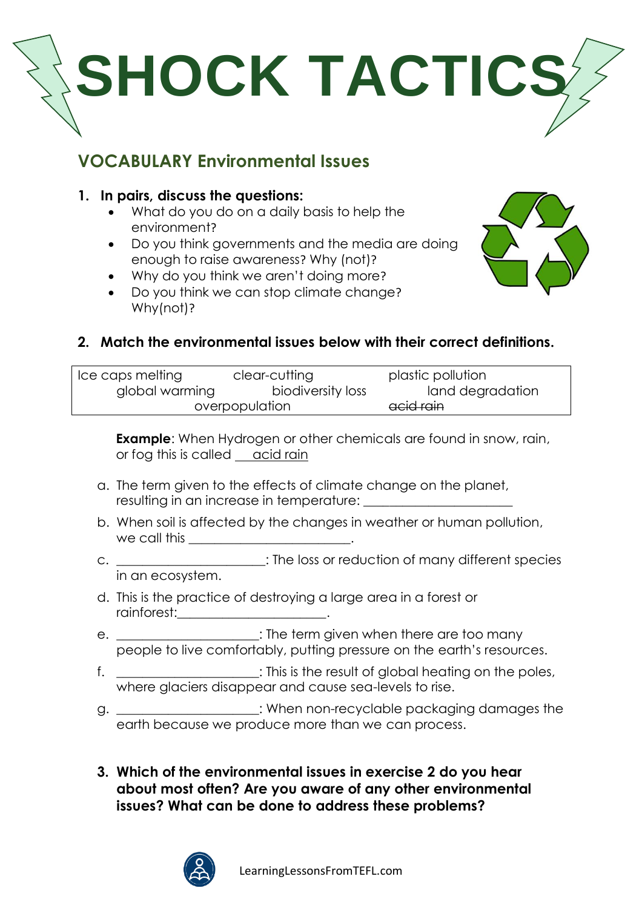# SHOCK TACTICS

## VOCABULARY Environmental Issues

1. **In pairs, discuss the questions:**
    - What do you do on a daily basis to help the environment?
    - Do you think governments and the media are doing enough to raise awareness? Why (not)?
    - Why do you think we aren't doing more?
    - Do you think we can stop climate change? Why(not)?

2. **Match the environmental issues below with their correct definitions.**

| | | |
|---|---|---|
| Ice caps melting | clear-cutting | plastic pollution |
| global warming | biodiversity loss | land degradation |
| overpopulation | | ~~acid rain~~ |

**Example**: When Hydrogen or other chemicals are found in snow, rain, or fog this is called acid rain

a. The term given to the effects of climate change on the planet, resulting in an increase in temperature: ______________________

b. When soil is affected by the changes in weather or human pollution, we call this ________________________.

c. ______________________: The loss or reduction of many different species in an ecosystem.

d. This is the practice of destroying a large area in a forest or rainforest:______________________.

e. _____________________: The term given when there are too many people to live comfortably, putting pressure on the earth's resources.

f. _____________________: This is the result of global heating on the poles, where glaciers disappear and cause sea-levels to rise.

g. _____________________: When non-recyclable packaging damages the earth because we produce more than we can process.

3. **Which of the environmental issues in exercise 2 do you hear about most often? Are you aware of any other environmental issues? What can be done to address these problems?**

LearningLessonsFromTEFL.com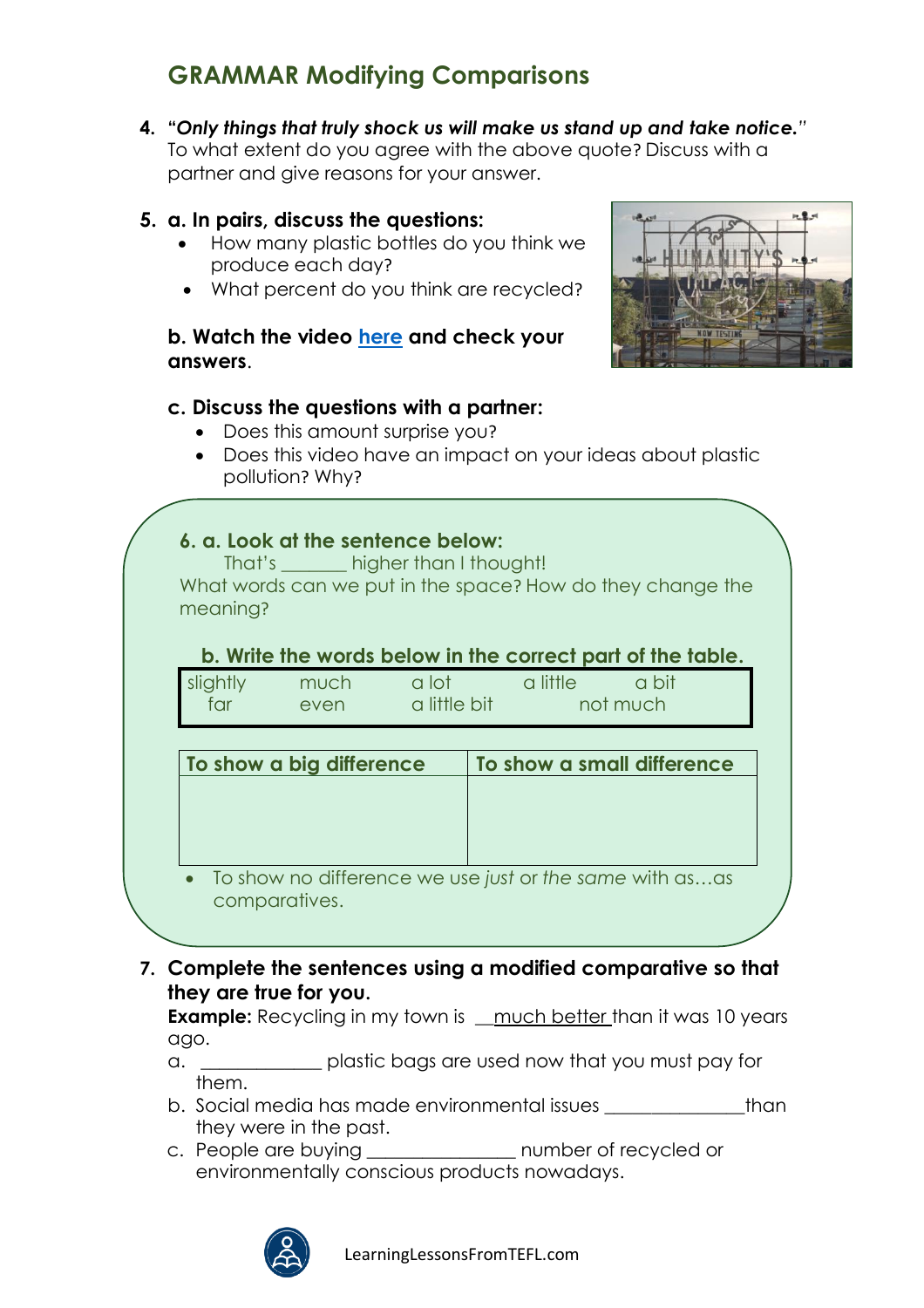## GRAMMAR Modifying Comparisons

4. ***"Only things that truly shock us will make us stand up and take notice."*** To what extent do you agree with the above quote? Discuss with a partner and give reasons for your answer.

5. **a. In pairs, discuss the questions:**
   - How many plastic bottles do you think we produce each day?
   - What percent do you think are recycled?

   **b. Watch the video here and check your answers.**

   **c. Discuss the questions with a partner:**
   - Does this amount surprise you?
   - Does this video have an impact on your ideas about plastic pollution? Why?

**6. a. Look at the sentence below:**

That's _______ higher than I thought!

What words can we put in the space? How do they change the meaning?

**b. Write the words below in the correct part of the table.**

| | | | | |
|---|---|---|---|---|
| slightly | much | a lot | a little | a bit |
| far | even | a little bit | not much | |

| To show a big difference | To show a small difference |
|---|---|
| | |

- To show no difference we use *just* or *the same* with as…as comparatives.

7. **Complete the sentences using a modified comparative so that they are true for you.**

   **Example:** Recycling in my town is __much better than it was 10 years ago.

   a. ____________ plastic bags are used now that you must pay for them.

   b. Social media has made environmental issues ______________than they were in the past.

   c. People are buying _______________ number of recycled or environmentally conscious products nowadays.

LearningLessonsFromTEFL.com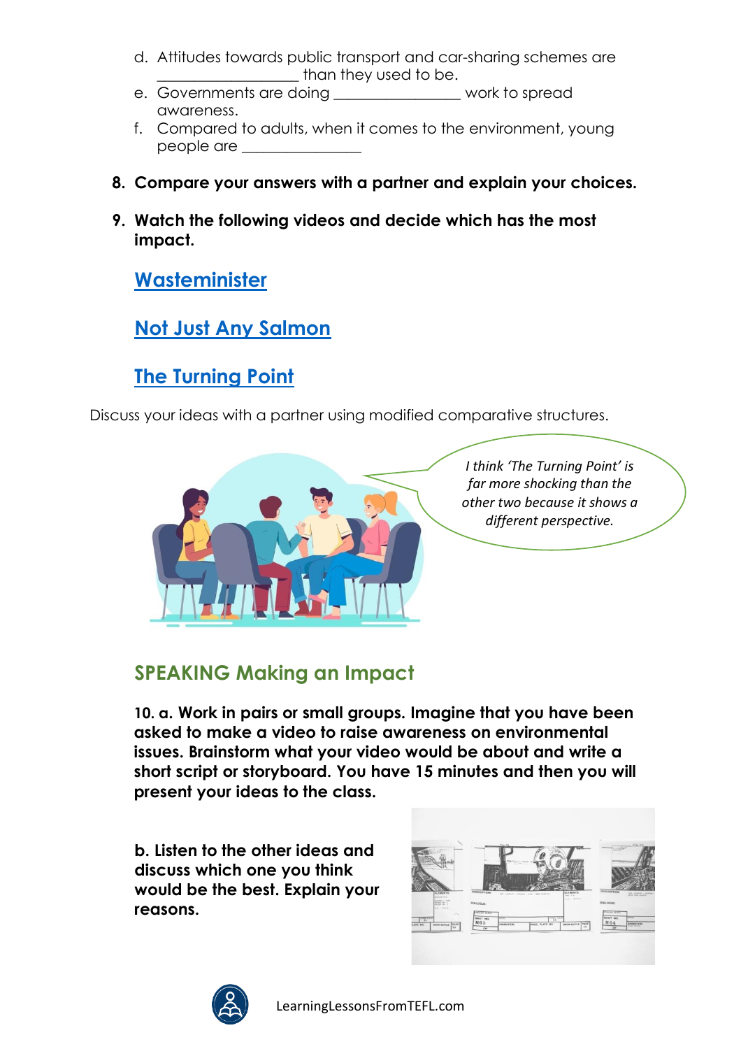d. Attitudes towards public transport and car-sharing schemes are ________________ than they used to be.

e. Governments are doing ________________ work to spread awareness.

f. Compared to adults, when it comes to the environment, young people are ________________

**8. Compare your answers with a partner and explain your choices.**

**9. Watch the following videos and decide which has the most impact.**

[**Wasteminister**]

[**Not Just Any Salmon**]

[**The Turning Point**]

Discuss your ideas with a partner using modified comparative structures.

*I think 'The Turning Point' is far more shocking than the other two because it shows a different perspective.*

## SPEAKING Making an Impact

**10. a. Work in pairs or small groups. Imagine that you have been asked to make a video to raise awareness on environmental issues. Brainstorm what your video would be about and write a short script or storyboard. You have 15 minutes and then you will present your ideas to the class.**

**b. Listen to the other ideas and discuss which one you think would be the best. Explain your reasons.**